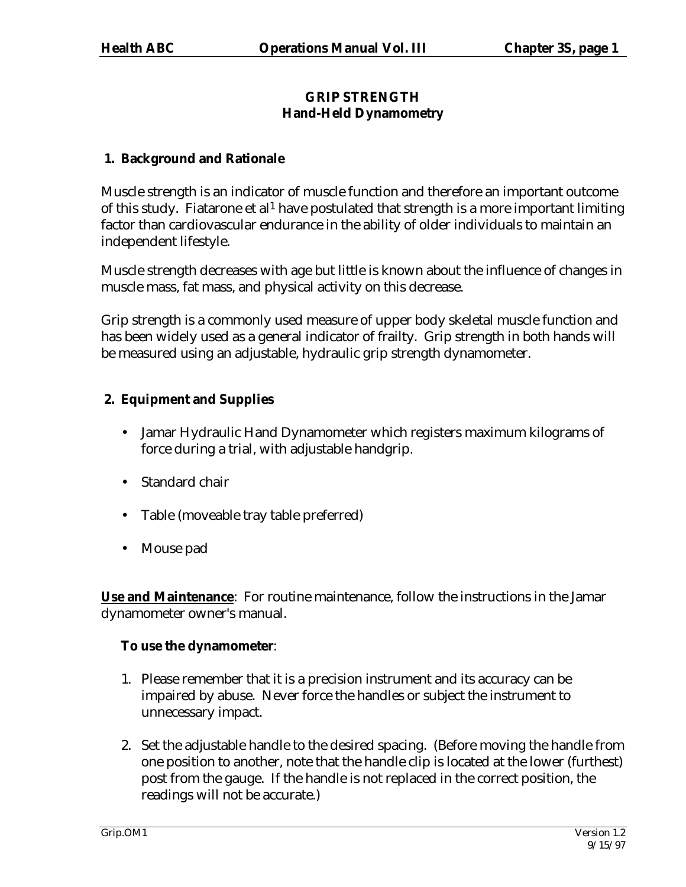# GRIP STRENGTH
## Hand-Held Dynamometry

### 1. Background and Rationale

Muscle strength is an indicator of muscle function and therefore an important outcome of this study. Fiatarone et al[1] have postulated that strength is a more important limiting factor than cardiovascular endurance in the ability of older individuals to maintain an independent lifestyle.

Muscle strength decreases with age but little is known about the influence of changes in muscle mass, fat mass, and physical activity on this decrease.

Grip strength is a commonly used measure of upper body skeletal muscle function and has been widely used as a general indicator of frailty. Grip strength in both hands will be measured using an adjustable, hydraulic grip strength dynamometer.

### 2. Equipment and Supplies

- Jamar Hydraulic Hand Dynamometer which registers maximum kilograms of force during a trial, with adjustable handgrip.
- Standard chair
- Table (moveable tray table preferred)
- Mouse pad

**Use and Maintenance**: For routine maintenance, follow the instructions in the Jamar dynamometer owner's manual.

**To use the dynamometer**:

1. Please remember that it is a precision instrument and its accuracy can be impaired by abuse. Never force the handles or subject the instrument to unnecessary impact.
2. Set the adjustable handle to the desired spacing. (Before moving the handle from one position to another, note that the handle clip is located at the lower (furthest) post from the gauge. If the handle is not replaced in the correct position, the readings will not be accurate.)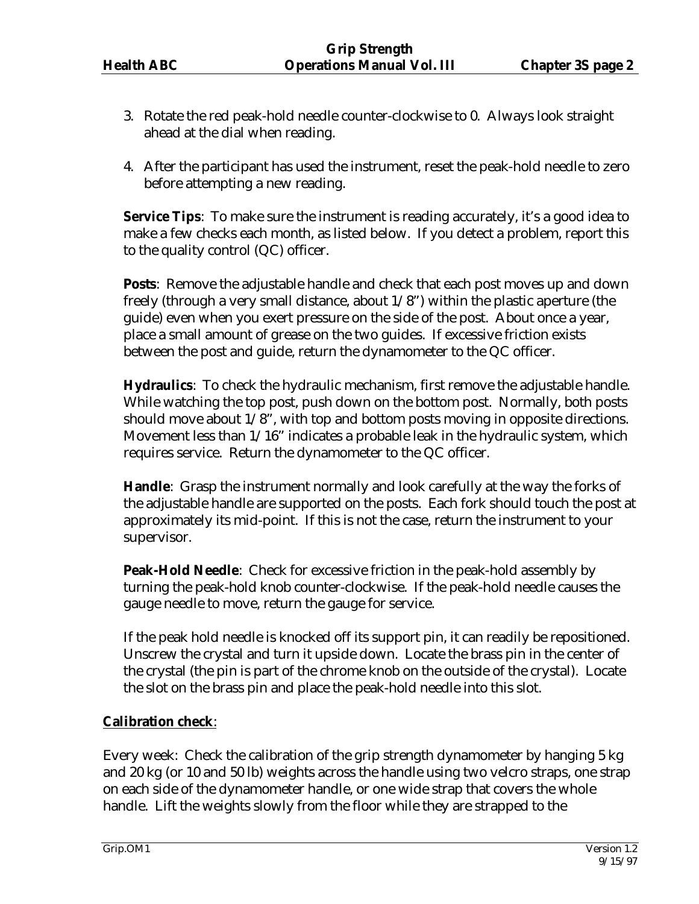3. Rotate the red peak-hold needle counter-clockwise to 0. Always look straight ahead at the dial when reading.

4. After the participant has used the instrument, reset the peak-hold needle to zero before attempting a new reading.

**Service Tips**: To make sure the instrument is reading accurately, it's a good idea to make a few checks each month, as listed below. If you detect a problem, report this to the quality control (QC) officer.

**Posts**: Remove the adjustable handle and check that each post moves up and down freely (through a very small distance, about 1/8") within the plastic aperture (the guide) even when you exert pressure on the side of the post. About once a year, place a small amount of grease on the two guides. If excessive friction exists between the post and guide, return the dynamometer to the QC officer.

**Hydraulics**: To check the hydraulic mechanism, first remove the adjustable handle. While watching the top post, push down on the bottom post. Normally, both posts should move about 1/8", with top and bottom posts moving in opposite directions. Movement less than 1/16" indicates a probable leak in the hydraulic system, which requires service. Return the dynamometer to the QC officer.

**Handle**: Grasp the instrument normally and look carefully at the way the forks of the adjustable handle are supported on the posts. Each fork should touch the post at approximately its mid-point. If this is not the case, return the instrument to your supervisor.

**Peak-Hold Needle**: Check for excessive friction in the peak-hold assembly by turning the peak-hold knob counter-clockwise. If the peak-hold needle causes the gauge needle to move, return the gauge for service.

If the peak hold needle is knocked off its support pin, it can readily be repositioned. Unscrew the crystal and turn it upside down. Locate the brass pin in the center of the crystal (the pin is part of the chrome knob on the outside of the crystal). Locate the slot on the brass pin and place the peak-hold needle into this slot.

**Calibration check**:

Every week: Check the calibration of the grip strength dynamometer by hanging 5 kg and 20 kg (or 10 and 50 lb) weights across the handle using two velcro straps, one strap on each side of the dynamometer handle, or one wide strap that covers the whole handle. Lift the weights slowly from the floor while they are strapped to the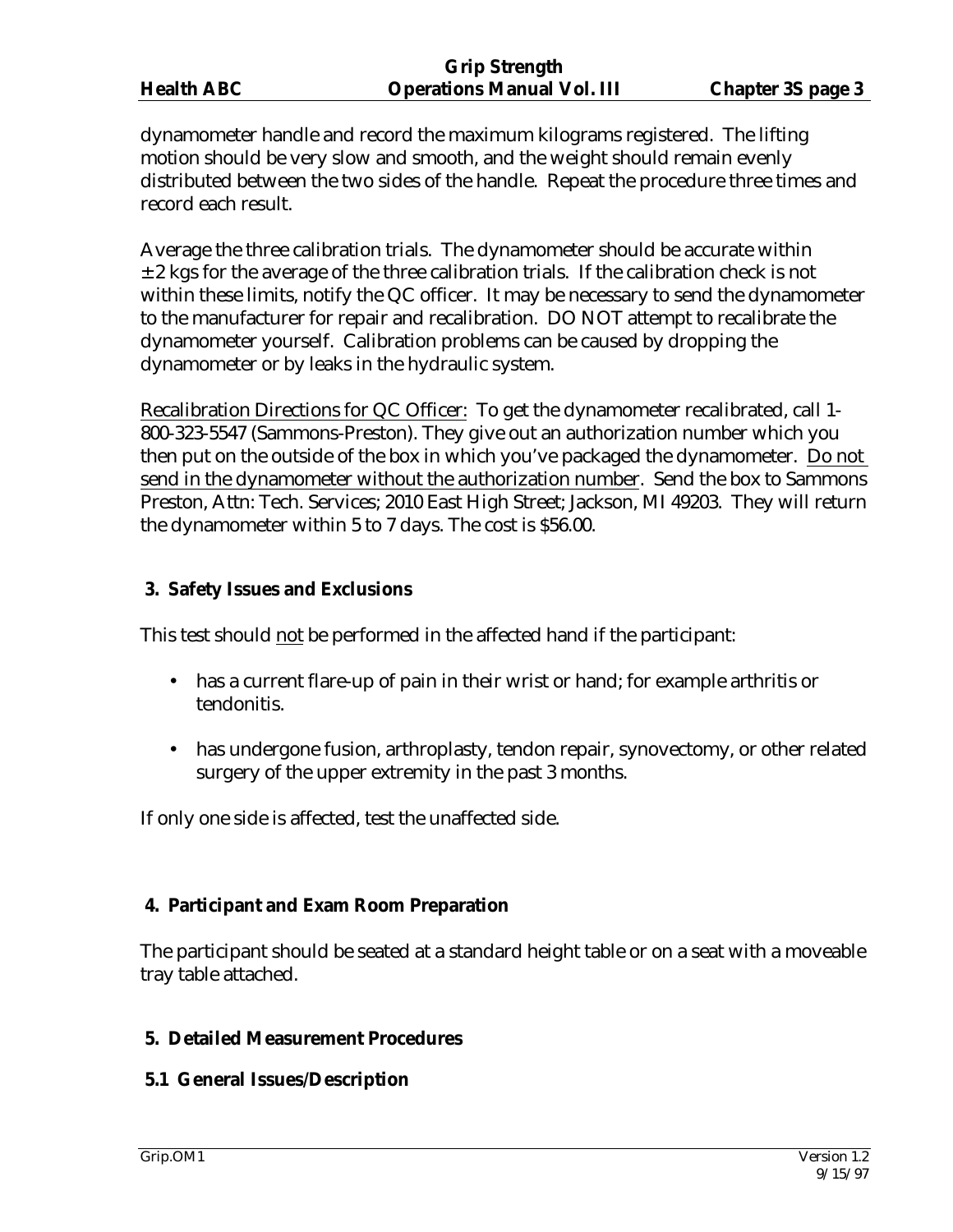dynamometer handle and record the maximum kilograms registered. The lifting motion should be very slow and smooth, and the weight should remain evenly distributed between the two sides of the handle. Repeat the procedure three times and record each result.

Average the three calibration trials. The dynamometer should be accurate within ± 2 kgs for the average of the three calibration trials. If the calibration check is not within these limits, notify the QC officer. It may be necessary to send the dynamometer to the manufacturer for repair and recalibration. DO NOT attempt to recalibrate the dynamometer yourself. Calibration problems can be caused by dropping the dynamometer or by leaks in the hydraulic system.

<u>Recalibration Directions for QC Officer:</u> To get the dynamometer recalibrated, call 1-800-323-5547 (Sammons-Preston). They give out an authorization number which you then put on the outside of the box in which you've packaged the dynamometer. <u>Do not send in the dynamometer without the authorization number</u>. Send the box to Sammons Preston, Attn: Tech. Services; 2010 East High Street; Jackson, MI 49203. They will return the dynamometer within 5 to 7 days. The cost is $56.00.

## 3. Safety Issues and Exclusions

This test should <u>not</u> be performed in the affected hand if the participant:

- has a current flare-up of pain in their wrist or hand; for example arthritis or tendonitis.
- has undergone fusion, arthroplasty, tendon repair, synovectomy, or other related surgery of the upper extremity in the past 3 months.

If only one side is affected, test the unaffected side.

## 4. Participant and Exam Room Preparation

The participant should be seated at a standard height table or on a seat with a moveable tray table attached.

## 5. Detailed Measurement Procedures

### 5.1 General Issues/Description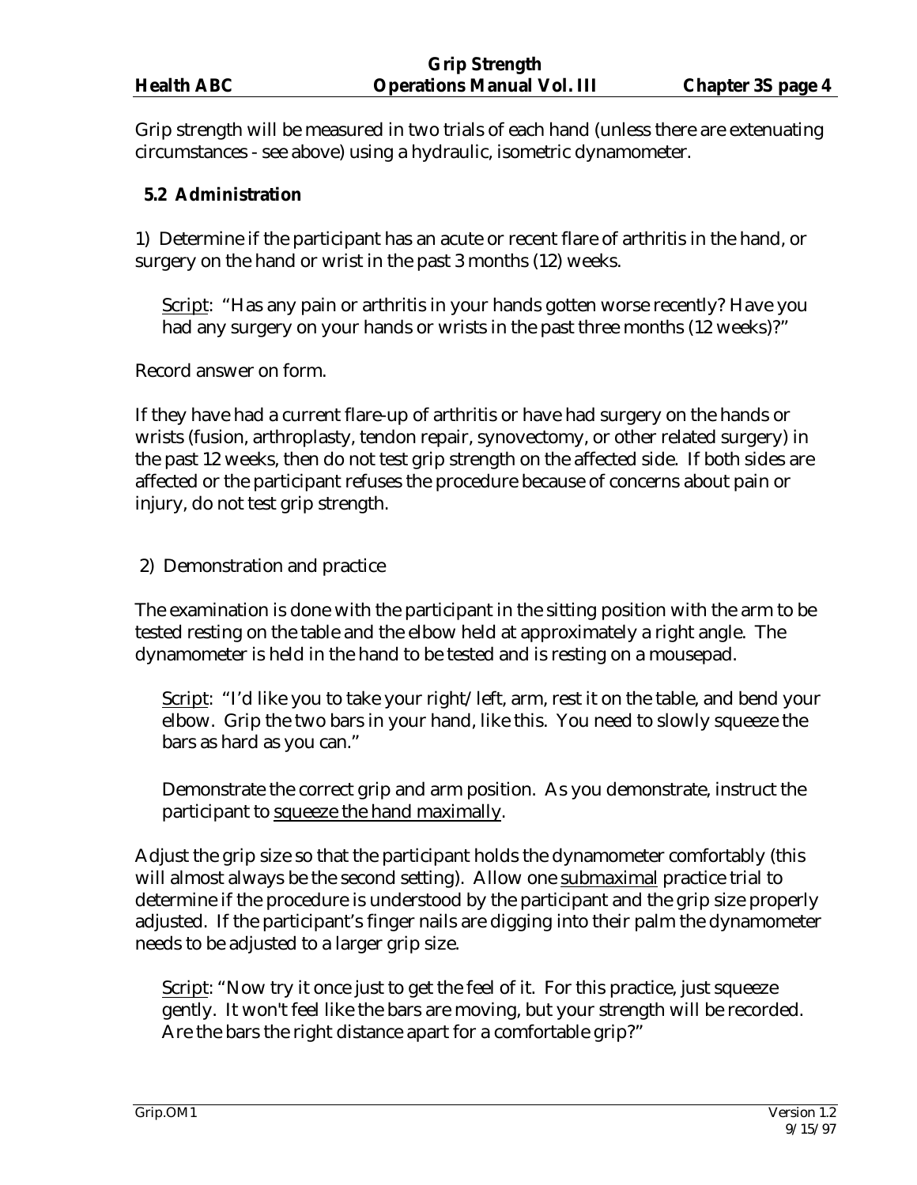Grip strength will be measured in two trials of each hand (unless there are extenuating circumstances - see above) using a hydraulic, isometric dynamometer.

### 5.2 Administration

1) Determine if the participant has an acute or recent flare of arthritis in the hand, or surgery on the hand or wrist in the past 3 months (12) weeks.

> Script: "Has any pain or arthritis in your hands gotten worse recently? Have you had any surgery on your hands or wrists in the past three months (12 weeks)?"

Record answer on form.

If they have had a current flare-up of arthritis or have had surgery on the hands or wrists (fusion, arthroplasty, tendon repair, synovectomy, or other related surgery) in the past 12 weeks, then do not test grip strength on the affected side. If both sides are affected or the participant refuses the procedure because of concerns about pain or injury, do not test grip strength.

2) Demonstration and practice

The examination is done with the participant in the sitting position with the arm to be tested resting on the table and the elbow held at approximately a right angle. The dynamometer is held in the hand to be tested and is resting on a mousepad.

> Script: "I'd like you to take your right/left, arm, rest it on the table, and bend your elbow. Grip the two bars in your hand, like this. You need to slowly squeeze the bars as hard as you can."
>
> Demonstrate the correct grip and arm position. As you demonstrate, instruct the participant to squeeze the hand maximally.

Adjust the grip size so that the participant holds the dynamometer comfortably (this will almost always be the second setting). Allow one submaximal practice trial to determine if the procedure is understood by the participant and the grip size properly adjusted. If the participant's finger nails are digging into their palm the dynamometer needs to be adjusted to a larger grip size.

> Script: "Now try it once just to get the feel of it. For this practice, just squeeze gently. It won't feel like the bars are moving, but your strength will be recorded. Are the bars the right distance apart for a comfortable grip?"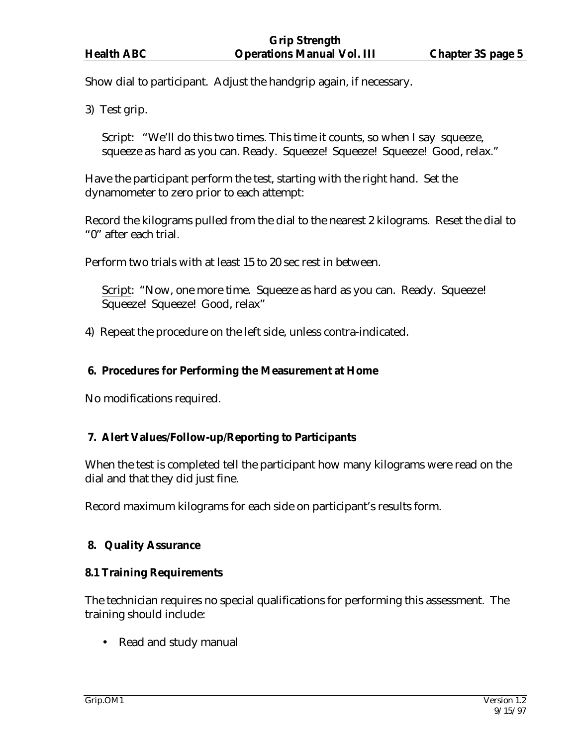Show dial to participant. Adjust the handgrip again, if necessary.

3) Test grip.

> Script: "We'll do this two times. This time it counts, so when I say squeeze, squeeze as hard as you can. Ready. Squeeze! Squeeze! Squeeze! Good, relax."

Have the participant perform the test, starting with the right hand. Set the dynamometer to zero prior to each attempt:

Record the kilograms pulled from the dial to the nearest 2 kilograms. Reset the dial to "0" after each trial.

Perform two trials with at least 15 to 20 sec rest in between.

> Script: "Now, one more time. Squeeze as hard as you can. Ready. Squeeze! Squeeze! Squeeze! Good, relax"

4) Repeat the procedure on the left side, unless contra-indicated.

## 6. Procedures for Performing the Measurement at Home

No modifications required.

## 7. Alert Values/Follow-up/Reporting to Participants

When the test is completed tell the participant how many kilograms were read on the dial and that they did just fine.

Record maximum kilograms for each side on participant's results form.

## 8. Quality Assurance

### 8.1 Training Requirements

The technician requires no special qualifications for performing this assessment. The training should include:

- Read and study manual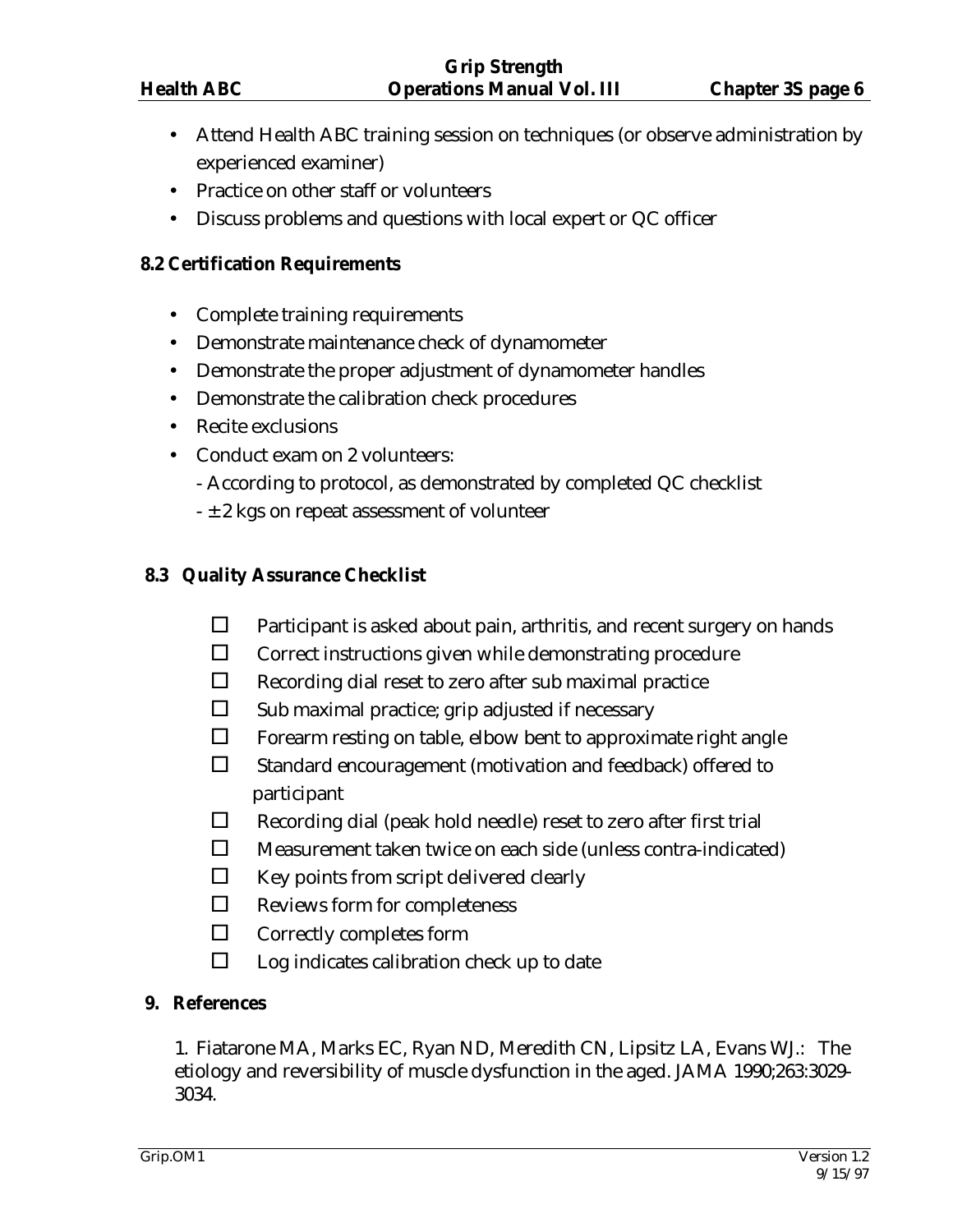- Attend Health ABC training session on techniques (or observe administration by experienced examiner)
- Practice on other staff or volunteers
- Discuss problems and questions with local expert or QC officer

**8.2 Certification Requirements**

- Complete training requirements
- Demonstrate maintenance check of dynamometer
- Demonstrate the proper adjustment of dynamometer handles
- Demonstrate the calibration check procedures
- Recite exclusions
- Conduct exam on 2 volunteers:
  - According to protocol, as demonstrated by completed QC checklist
  - ± 2 kgs on repeat assessment of volunteer

**8.3 Quality Assurance Checklist**

- ☐ Participant is asked about pain, arthritis, and recent surgery on hands
- ☐ Correct instructions given while demonstrating procedure
- ☐ Recording dial reset to zero after sub maximal practice
- ☐ Sub maximal practice; grip adjusted if necessary
- ☐ Forearm resting on table, elbow bent to approximate right angle
- ☐ Standard encouragement (motivation and feedback) offered to participant
- ☐ Recording dial (peak hold needle) reset to zero after first trial
- ☐ Measurement taken twice on each side (unless contra-indicated)
- ☐ Key points from script delivered clearly
- ☐ Reviews form for completeness
- ☐ Correctly completes form
- ☐ Log indicates calibration check up to date

**9. References**

1. Fiatarone MA, Marks EC, Ryan ND, Meredith CN, Lipsitz LA, Evans WJ.: The etiology and reversibility of muscle dysfunction in the aged. JAMA 1990;263:3029-3034.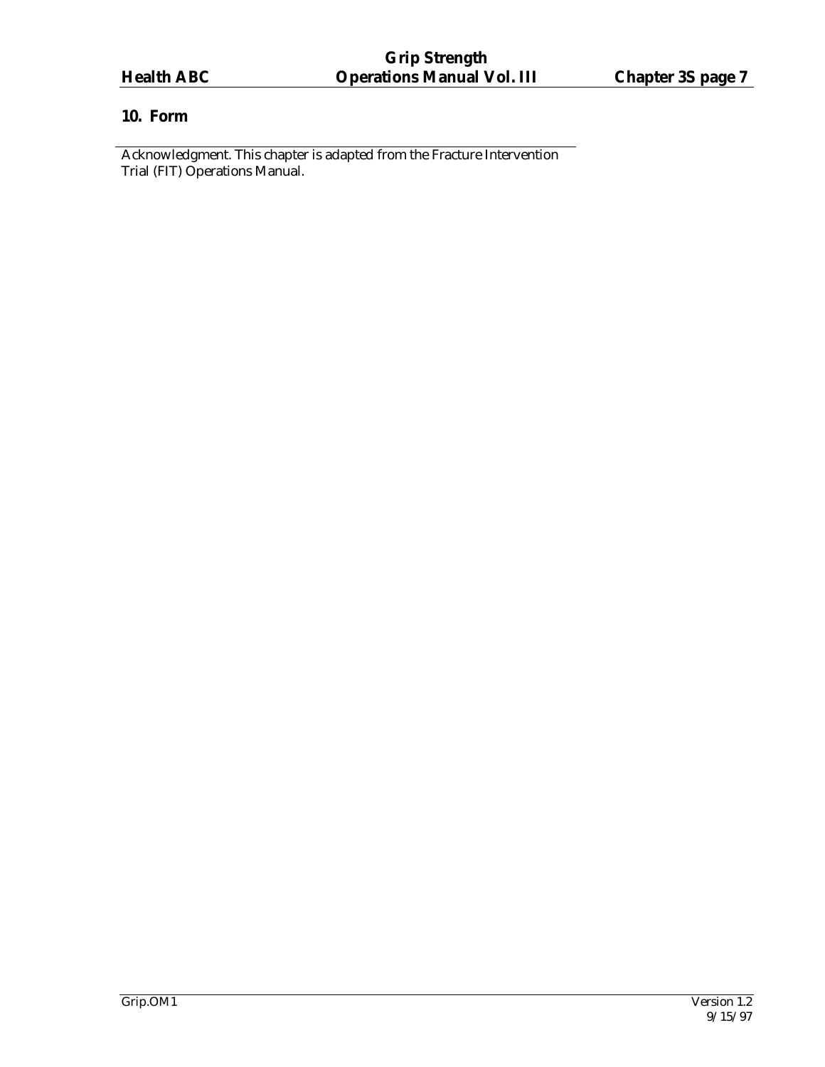## 10. Form

Acknowledgment. This chapter is adapted from the Fracture Intervention Trial (FIT) Operations Manual.